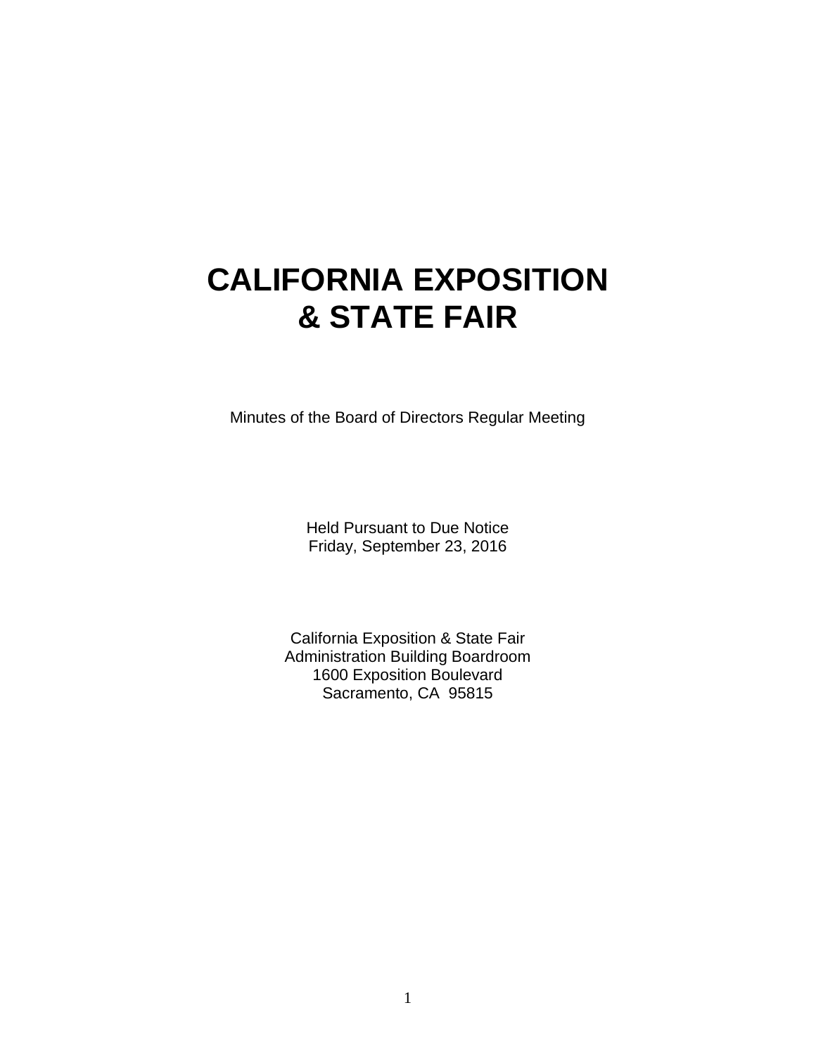# CALIFORNIA EXPOSITION & STATE FAIR

Minutes of the Board of Directors Regular Meeting

Held Pursuant to Due Notice
Friday, September 23, 2016

California Exposition & State Fair
Administration Building Boardroom
1600 Exposition Boulevard
Sacramento, CA 95815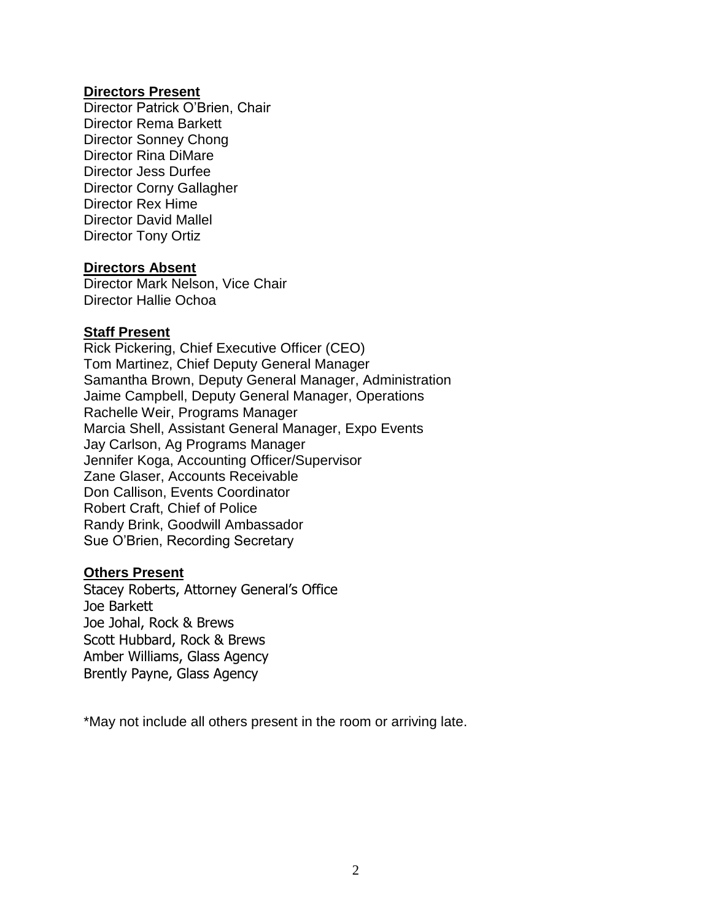**Directors Present**

Director Patrick O'Brien, Chair
Director Rema Barkett
Director Sonney Chong
Director Rina DiMare
Director Jess Durfee
Director Corny Gallagher
Director Rex Hime
Director David Mallel
Director Tony Ortiz

**Directors Absent**

Director Mark Nelson, Vice Chair
Director Hallie Ochoa

**Staff Present**

Rick Pickering, Chief Executive Officer (CEO)
Tom Martinez, Chief Deputy General Manager
Samantha Brown, Deputy General Manager, Administration
Jaime Campbell, Deputy General Manager, Operations
Rachelle Weir, Programs Manager
Marcia Shell, Assistant General Manager, Expo Events
Jay Carlson, Ag Programs Manager
Jennifer Koga, Accounting Officer/Supervisor
Zane Glaser, Accounts Receivable
Don Callison, Events Coordinator
Robert Craft, Chief of Police
Randy Brink, Goodwill Ambassador
Sue O'Brien, Recording Secretary

**Others Present**

Stacey Roberts, Attorney General's Office
Joe Barkett
Joe Johal, Rock & Brews
Scott Hubbard, Rock & Brews
Amber Williams, Glass Agency
Brently Payne, Glass Agency

*May not include all others present in the room or arriving late.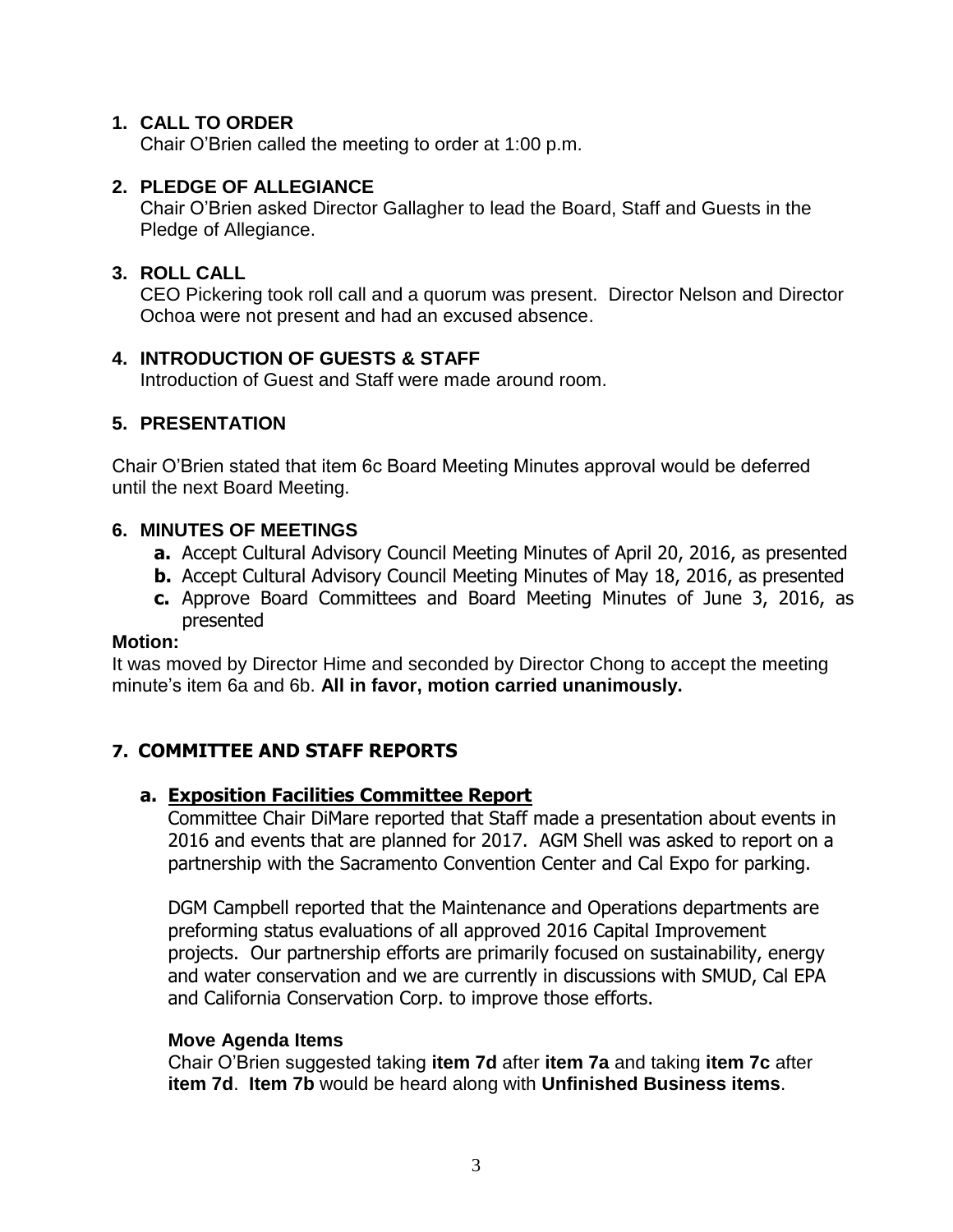## 1. CALL TO ORDER

Chair O'Brien called the meeting to order at 1:00 p.m.

## 2. PLEDGE OF ALLEGIANCE

Chair O'Brien asked Director Gallagher to lead the Board, Staff and Guests in the Pledge of Allegiance.

## 3. ROLL CALL

CEO Pickering took roll call and a quorum was present. Director Nelson and Director Ochoa were not present and had an excused absence.

## 4. INTRODUCTION OF GUESTS & STAFF

Introduction of Guest and Staff were made around room.

## 5. PRESENTATION

Chair O'Brien stated that item 6c Board Meeting Minutes approval would be deferred until the next Board Meeting.

## 6. MINUTES OF MEETINGS

- **a.** Accept Cultural Advisory Council Meeting Minutes of April 20, 2016, as presented
- **b.** Accept Cultural Advisory Council Meeting Minutes of May 18, 2016, as presented
- **c.** Approve Board Committees and Board Meeting Minutes of June 3, 2016, as presented

**Motion:**

It was moved by Director Hime and seconded by Director Chong to accept the meeting minute's item 6a and 6b. **All in favor, motion carried unanimously.**

## 7. COMMITTEE AND STAFF REPORTS

### a. Exposition Facilities Committee Report

Committee Chair DiMare reported that Staff made a presentation about events in 2016 and events that are planned for 2017. AGM Shell was asked to report on a partnership with the Sacramento Convention Center and Cal Expo for parking.

DGM Campbell reported that the Maintenance and Operations departments are preforming status evaluations of all approved 2016 Capital Improvement projects. Our partnership efforts are primarily focused on sustainability, energy and water conservation and we are currently in discussions with SMUD, Cal EPA and California Conservation Corp. to improve those efforts.

**Move Agenda Items**

Chair O'Brien suggested taking **item 7d** after **item 7a** and taking **item 7c** after **item 7d**. **Item 7b** would be heard along with **Unfinished Business items**.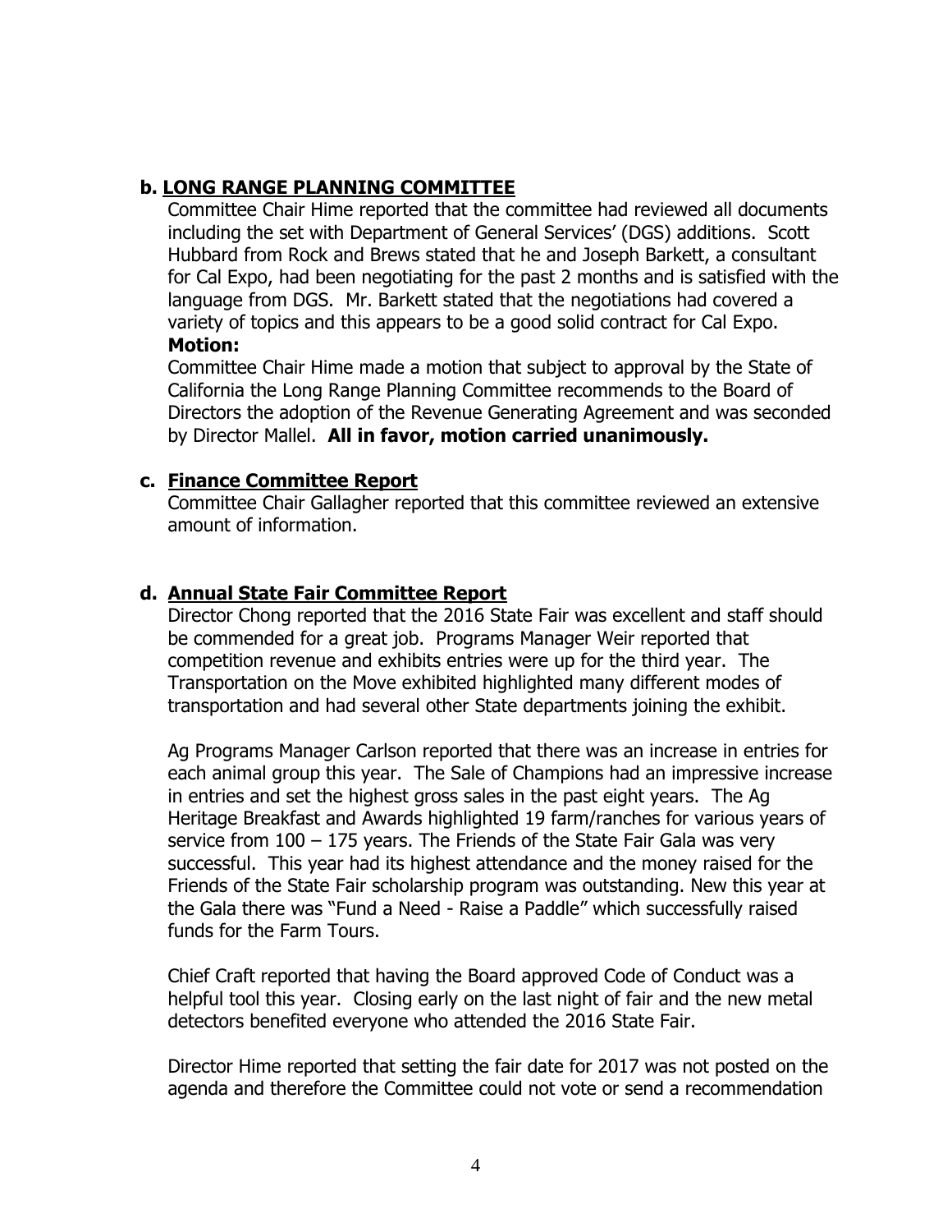### b. LONG RANGE PLANNING COMMITTEE

Committee Chair Hime reported that the committee had reviewed all documents including the set with Department of General Services' (DGS) additions. Scott Hubbard from Rock and Brews stated that he and Joseph Barkett, a consultant for Cal Expo, had been negotiating for the past 2 months and is satisfied with the language from DGS. Mr. Barkett stated that the negotiations had covered a variety of topics and this appears to be a good solid contract for Cal Expo.

**Motion:**

Committee Chair Hime made a motion that subject to approval by the State of California the Long Range Planning Committee recommends to the Board of Directors the adoption of the Revenue Generating Agreement and was seconded by Director Mallel. **All in favor, motion carried unanimously.**

### c. Finance Committee Report

Committee Chair Gallagher reported that this committee reviewed an extensive amount of information.

### d. Annual State Fair Committee Report

Director Chong reported that the 2016 State Fair was excellent and staff should be commended for a great job. Programs Manager Weir reported that competition revenue and exhibits entries were up for the third year. The Transportation on the Move exhibited highlighted many different modes of transportation and had several other State departments joining the exhibit.

Ag Programs Manager Carlson reported that there was an increase in entries for each animal group this year. The Sale of Champions had an impressive increase in entries and set the highest gross sales in the past eight years. The Ag Heritage Breakfast and Awards highlighted 19 farm/ranches for various years of service from 100 – 175 years. The Friends of the State Fair Gala was very successful. This year had its highest attendance and the money raised for the Friends of the State Fair scholarship program was outstanding. New this year at the Gala there was "Fund a Need - Raise a Paddle" which successfully raised funds for the Farm Tours.

Chief Craft reported that having the Board approved Code of Conduct was a helpful tool this year. Closing early on the last night of fair and the new metal detectors benefited everyone who attended the 2016 State Fair.

Director Hime reported that setting the fair date for 2017 was not posted on the agenda and therefore the Committee could not vote or send a recommendation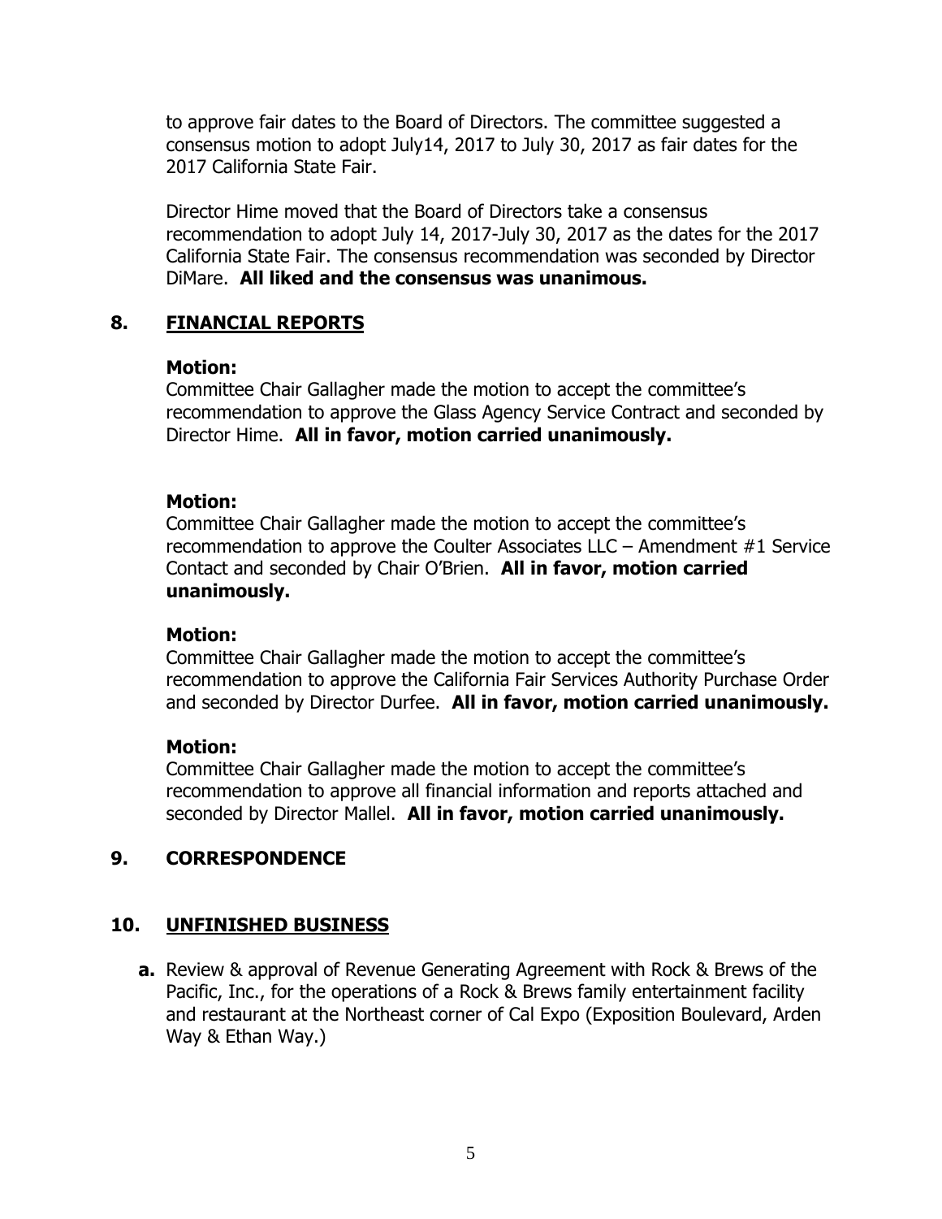to approve fair dates to the Board of Directors. The committee suggested a consensus motion to adopt July14, 2017 to July 30, 2017 as fair dates for the 2017 California State Fair.

Director Hime moved that the Board of Directors take a consensus recommendation to adopt July 14, 2017-July 30, 2017 as the dates for the 2017 California State Fair. The consensus recommendation was seconded by Director DiMare. **All liked and the consensus was unanimous.**

## 8. FINANCIAL REPORTS

**Motion:**
Committee Chair Gallagher made the motion to accept the committee's recommendation to approve the Glass Agency Service Contract and seconded by Director Hime. **All in favor, motion carried unanimously.**

**Motion:**
Committee Chair Gallagher made the motion to accept the committee's recommendation to approve the Coulter Associates LLC – Amendment #1 Service Contact and seconded by Chair O'Brien. **All in favor, motion carried unanimously.**

**Motion:**
Committee Chair Gallagher made the motion to accept the committee's recommendation to approve the California Fair Services Authority Purchase Order and seconded by Director Durfee. **All in favor, motion carried unanimously.**

**Motion:**
Committee Chair Gallagher made the motion to accept the committee's recommendation to approve all financial information and reports attached and seconded by Director Mallel. **All in favor, motion carried unanimously.**

## 9. CORRESPONDENCE

## 10. UNFINISHED BUSINESS

**a.** Review & approval of Revenue Generating Agreement with Rock & Brews of the Pacific, Inc., for the operations of a Rock & Brews family entertainment facility and restaurant at the Northeast corner of Cal Expo (Exposition Boulevard, Arden Way & Ethan Way.)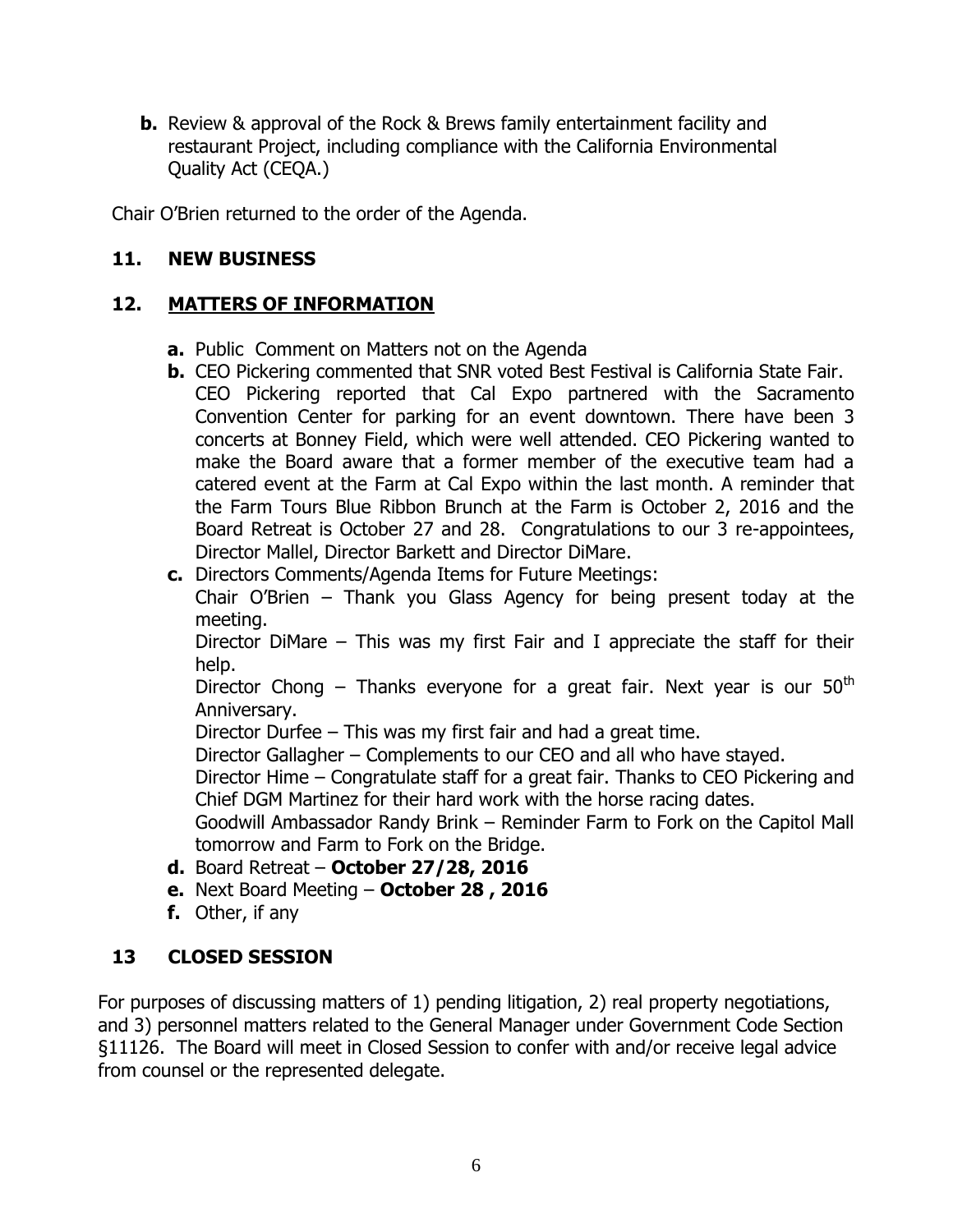**b.** Review & approval of the Rock & Brews family entertainment facility and restaurant Project, including compliance with the California Environmental Quality Act (CEQA.)

Chair O'Brien returned to the order of the Agenda.

## 11. NEW BUSINESS

## 12. MATTERS OF INFORMATION

**a.** Public Comment on Matters not on the Agenda

**b.** CEO Pickering commented that SNR voted Best Festival is California State Fair. CEO Pickering reported that Cal Expo partnered with the Sacramento Convention Center for parking for an event downtown. There have been 3 concerts at Bonney Field, which were well attended. CEO Pickering wanted to make the Board aware that a former member of the executive team had a catered event at the Farm at Cal Expo within the last month. A reminder that the Farm Tours Blue Ribbon Brunch at the Farm is October 2, 2016 and the Board Retreat is October 27 and 28. Congratulations to our 3 re-appointees, Director Mallel, Director Barkett and Director DiMare.

**c.** Directors Comments/Agenda Items for Future Meetings:

Chair O'Brien – Thank you Glass Agency for being present today at the meeting.

Director DiMare – This was my first Fair and I appreciate the staff for their help.

Director Chong – Thanks everyone for a great fair. Next year is our 50th Anniversary.

Director Durfee – This was my first fair and had a great time.

Director Gallagher – Complements to our CEO and all who have stayed.

Director Hime – Congratulate staff for a great fair. Thanks to CEO Pickering and Chief DGM Martinez for their hard work with the horse racing dates.

Goodwill Ambassador Randy Brink – Reminder Farm to Fork on the Capitol Mall tomorrow and Farm to Fork on the Bridge.

**d.** Board Retreat – **October 27/28, 2016**

**e.** Next Board Meeting – **October 28 , 2016**

**f.** Other, if any

## 13 CLOSED SESSION

For purposes of discussing matters of 1) pending litigation, 2) real property negotiations, and 3) personnel matters related to the General Manager under Government Code Section §11126. The Board will meet in Closed Session to confer with and/or receive legal advice from counsel or the represented delegate.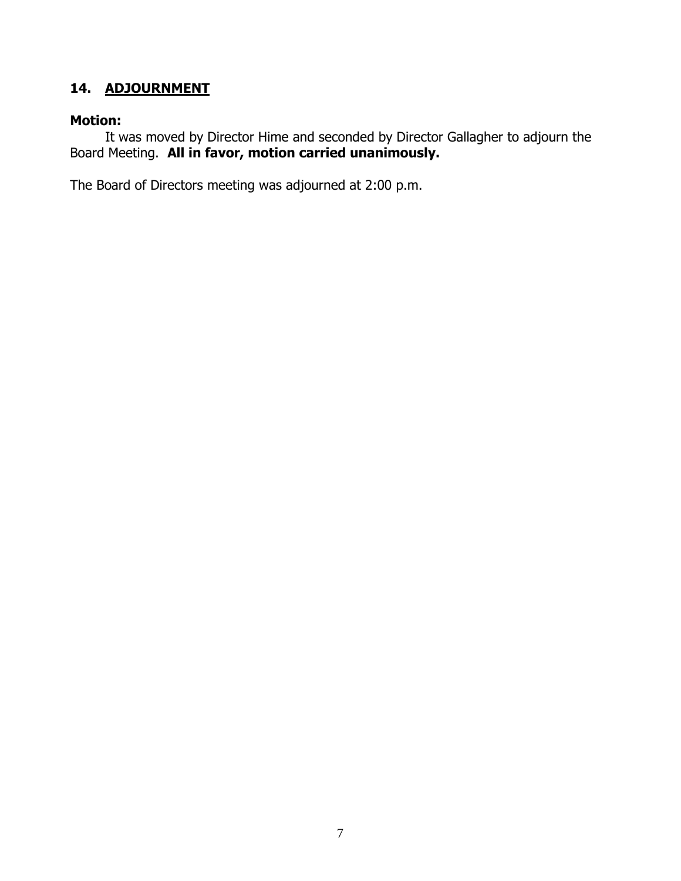## 14. ADJOURNMENT

**Motion:**

It was moved by Director Hime and seconded by Director Gallagher to adjourn the Board Meeting. **All in favor, motion carried unanimously.**

The Board of Directors meeting was adjourned at 2:00 p.m.